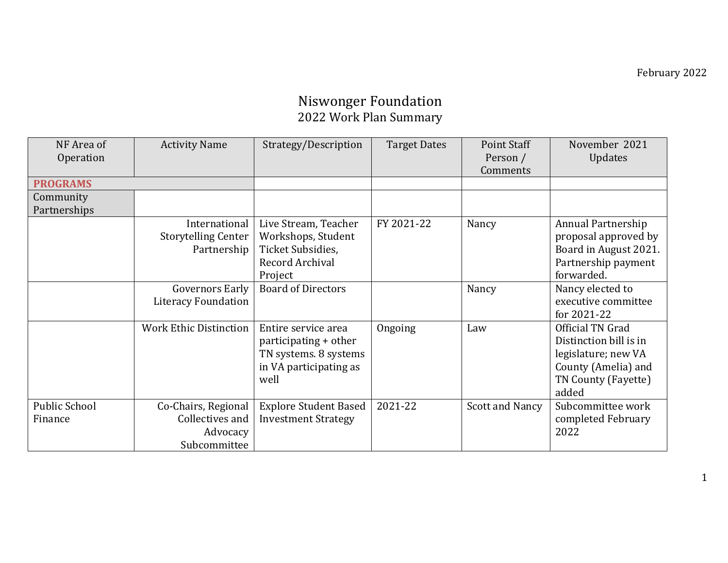February 2022

# Niswonger Foundation
## 2022 Work Plan Summary

| NF Area of Operation | Activity Name | Strategy/Description | Target Dates | Point Staff Person / Comments | November 2021 Updates |
|---|---|---|---|---|---|
| **PROGRAMS** | | | | | |
| Community Partnerships | | | | | |
| | International Storytelling Center Partnership | Live Stream, Teacher Workshops, Student Ticket Subsidies, Record Archival Project | FY 2021-22 | Nancy | Annual Partnership proposal approved by Board in August 2021. Partnership payment forwarded. |
| | Governors Early Literacy Foundation | Board of Directors | | Nancy | Nancy elected to executive committee for 2021-22 |
| | Work Ethic Distinction | Entire service area participating + other TN systems. 8 systems in VA participating as well | Ongoing | Law | Official TN Grad Distinction bill is in legislature; new VA County (Amelia) and TN County (Fayette) added |
| Public School Finance | Co-Chairs, Regional Collectives and Advocacy Subcommittee | Explore Student Based Investment Strategy | 2021-22 | Scott and Nancy | Subcommittee work completed February 2022 |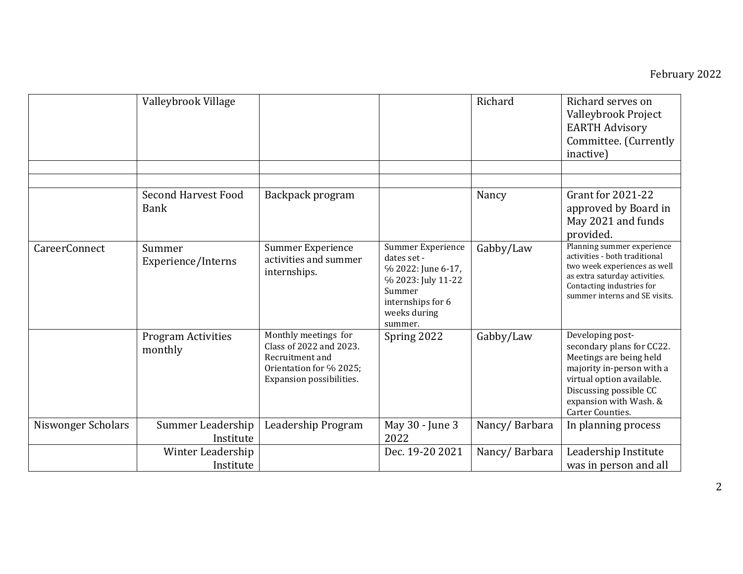February 2022

| | | | | | |
|---|---|---|---|---|---|
| | Valleybrook Village | | | Richard | Richard serves on Valleybrook Project EARTH Advisory Committee. (Currently inactive) |
| | | | | | |
| | | | | | |
| | Second Harvest Food Bank | Backpack program | | Nancy | Grant for 2021-22 approved by Board in May 2021 and funds provided. |
| CareerConnect | Summer Experience/Interns | Summer Experience activities and summer internships. | Summer Experience dates set - % 2022: June 6-17, % 2023: July 11-22 Summer internships for 6 weeks during summer. | Gabby/Law | Planning summer experience activities - both traditional two week experiences as well as extra saturday activities. Contacting industries for summer interns and SE visits. |
| | Program Activities monthly | Monthly meetings for Class of 2022 and 2023. Recruitment and Orientation for % 2025; Expansion possibilities. | Spring 2022 | Gabby/Law | Developing post-secondary plans for CC22. Meetings are being held majority in-person with a virtual option available. Discussing possible CC expansion with Wash. & Carter Counties. |
| Niswonger Scholars | Summer Leadership Institute | Leadership Program | May 30 - June 3 2022 | Nancy/ Barbara | In planning process |
| | Winter Leadership Institute | | Dec. 19-20 2021 | Nancy/ Barbara | Leadership Institute was in person and all |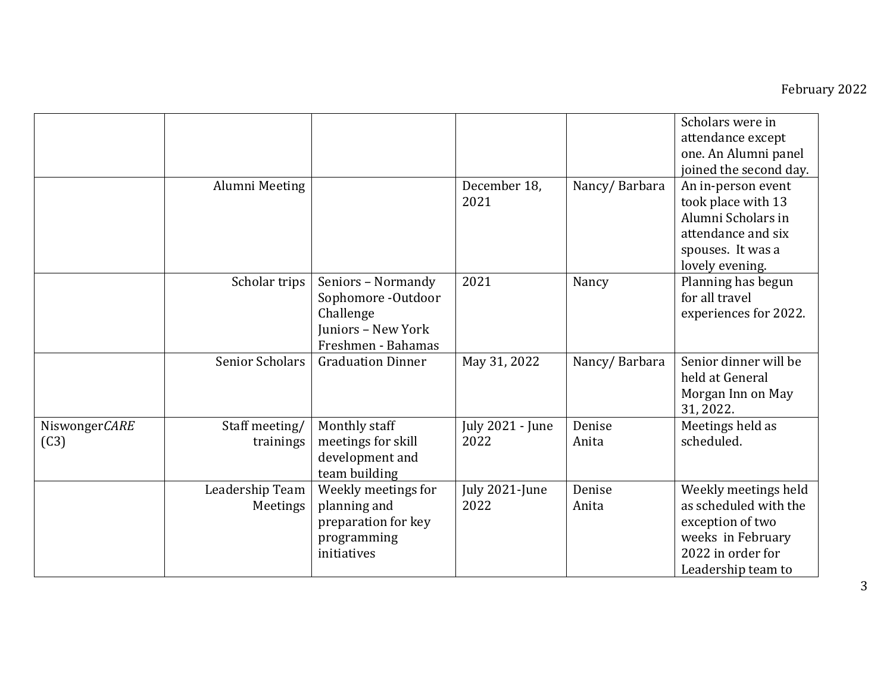| | | | | | |
|---|---|---|---|---|---|
| | | | | | Scholars were in attendance except one. An Alumni panel joined the second day. |
| | Alumni Meeting | | December 18, 2021 | Nancy/ Barbara | An in-person event took place with 13 Alumni Scholars in attendance and six spouses. It was a lovely evening. |
| | Scholar trips | Seniors – Normandy<br>Sophomore -Outdoor Challenge<br>Juniors – New York<br>Freshmen - Bahamas | 2021 | Nancy | Planning has begun for all travel experiences for 2022. |
| | Senior Scholars | Graduation Dinner | May 31, 2022 | Nancy/ Barbara | Senior dinner will be held at General Morgan Inn on May 31, 2022. |
| Niswonger*CARE* (C3) | Staff meeting/ trainings | Monthly staff meetings for skill development and team building | July 2021 - June 2022 | Denise<br>Anita | Meetings held as scheduled. |
| | Leadership Team Meetings | Weekly meetings for planning and preparation for key programming initiatives | July 2021-June 2022 | Denise<br>Anita | Weekly meetings held as scheduled with the exception of two weeks in February 2022 in order for Leadership team to |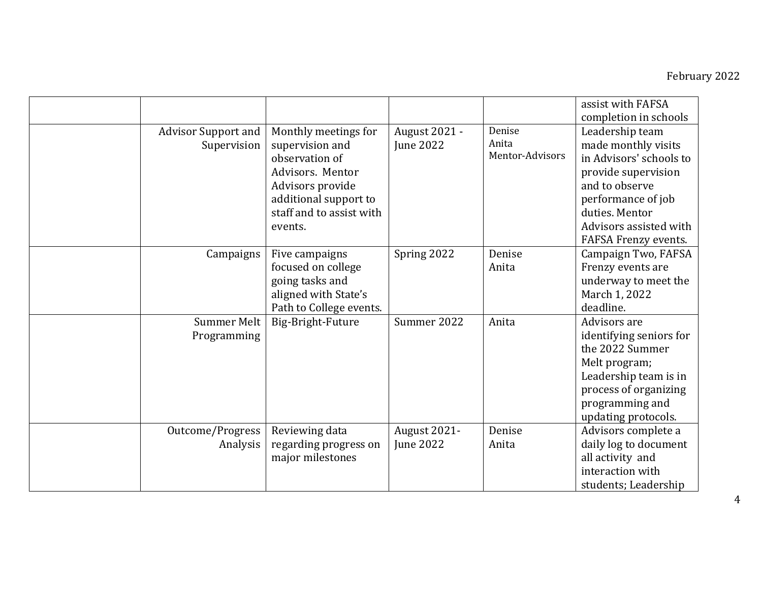| | | | | | |
|---|---|---|---|---|---|
| | | | | | assist with FAFSA completion in schools |
| | Advisor Support and Supervision | Monthly meetings for supervision and observation of Advisors. Mentor Advisors provide additional support to staff and to assist with events. | August 2021 - June 2022 | Denise<br>Anita<br>Mentor-Advisors | Leadership team made monthly visits in Advisors' schools to provide supervision and to observe performance of job duties. Mentor Advisors assisted with FAFSA Frenzy events. |
| | Campaigns | Five campaigns focused on college going tasks and aligned with State's Path to College events. | Spring 2022 | Denise<br>Anita | Campaign Two, FAFSA Frenzy events are underway to meet the March 1, 2022 deadline. |
| | Summer Melt Programming | Big-Bright-Future | Summer 2022 | Anita | Advisors are identifying seniors for the 2022 Summer Melt program; Leadership team is in process of organizing programming and updating protocols. |
| | Outcome/Progress Analysis | Reviewing data regarding progress on major milestones | August 2021- June 2022 | Denise<br>Anita | Advisors complete a daily log to document all activity and interaction with students; Leadership |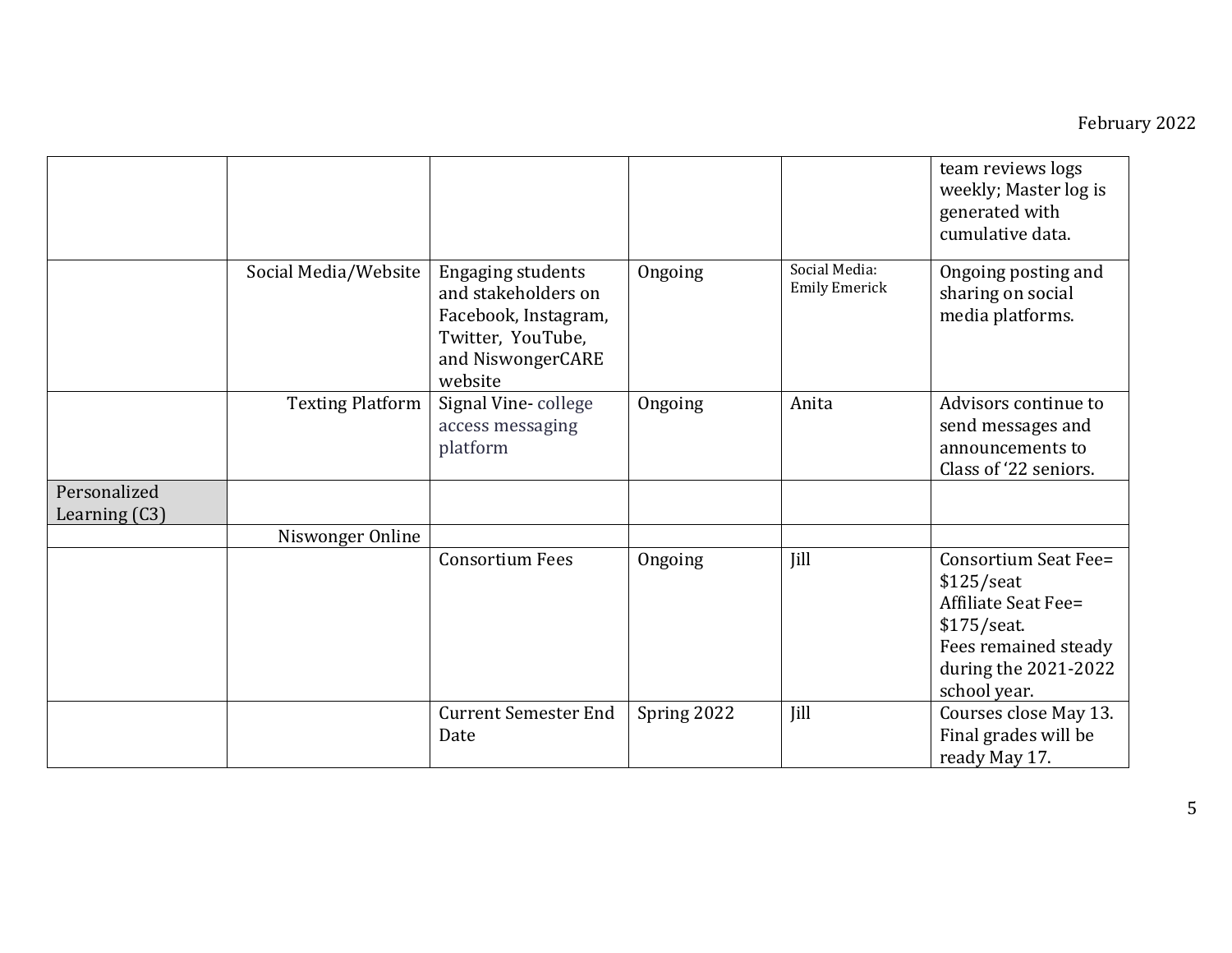| | | | | | |
|---|---|---|---|---|---|
| | | | | | team reviews logs weekly; Master log is generated with cumulative data. |
| | Social Media/Website | Engaging students and stakeholders on Facebook, Instagram, Twitter, YouTube, and NiswongerCARE website | Ongoing | Social Media: Emily Emerick | Ongoing posting and sharing on social media platforms. |
| | Texting Platform | Signal Vine- college access messaging platform | Ongoing | Anita | Advisors continue to send messages and announcements to Class of '22 seniors. |
| Personalized Learning (C3) | | | | | |
| | Niswonger Online | | | | |
| | | Consortium Fees | Ongoing | Jill | Consortium Seat Fee= $125/seat<br>Affiliate Seat Fee= $175/seat.<br>Fees remained steady during the 2021-2022 school year. |
| | | Current Semester End Date | Spring 2022 | Jill | Courses close May 13. Final grades will be ready May 17. |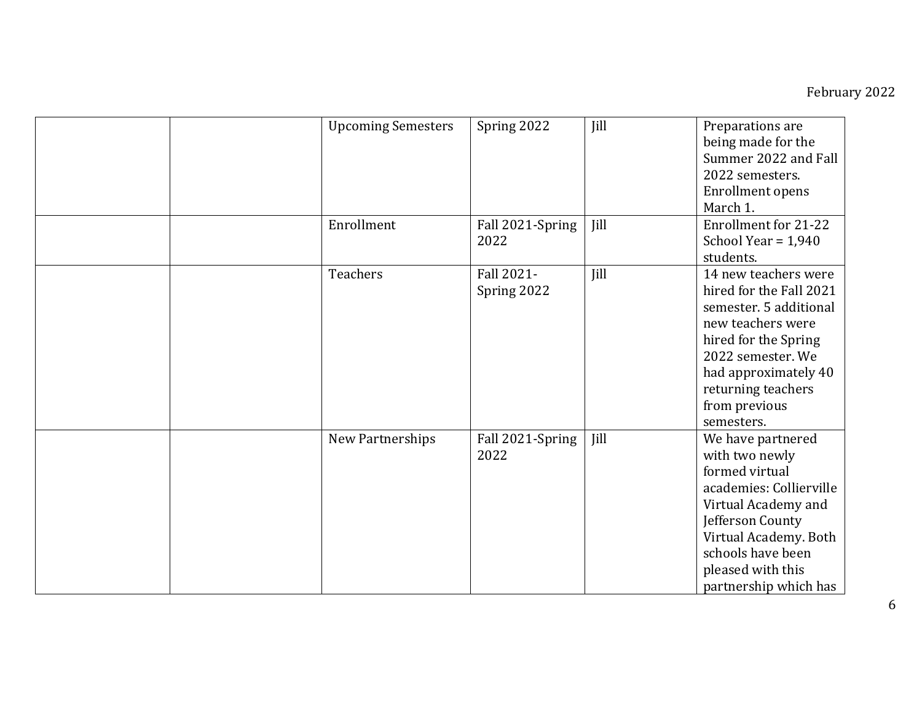| | | | | | |
|---|---|---|---|---|---|
| | | Upcoming Semesters | Spring 2022 | Jill | Preparations are being made for the Summer 2022 and Fall 2022 semesters. Enrollment opens March 1. |
| | | Enrollment | Fall 2021-Spring 2022 | Jill | Enrollment for 21-22 School Year = 1,940 students. |
| | | Teachers | Fall 2021-Spring 2022 | Jill | 14 new teachers were hired for the Fall 2021 semester. 5 additional new teachers were hired for the Spring 2022 semester. We had approximately 40 returning teachers from previous semesters. |
| | | New Partnerships | Fall 2021-Spring 2022 | Jill | We have partnered with two newly formed virtual academies: Collierville Virtual Academy and Jefferson County Virtual Academy. Both schools have been pleased with this partnership which has |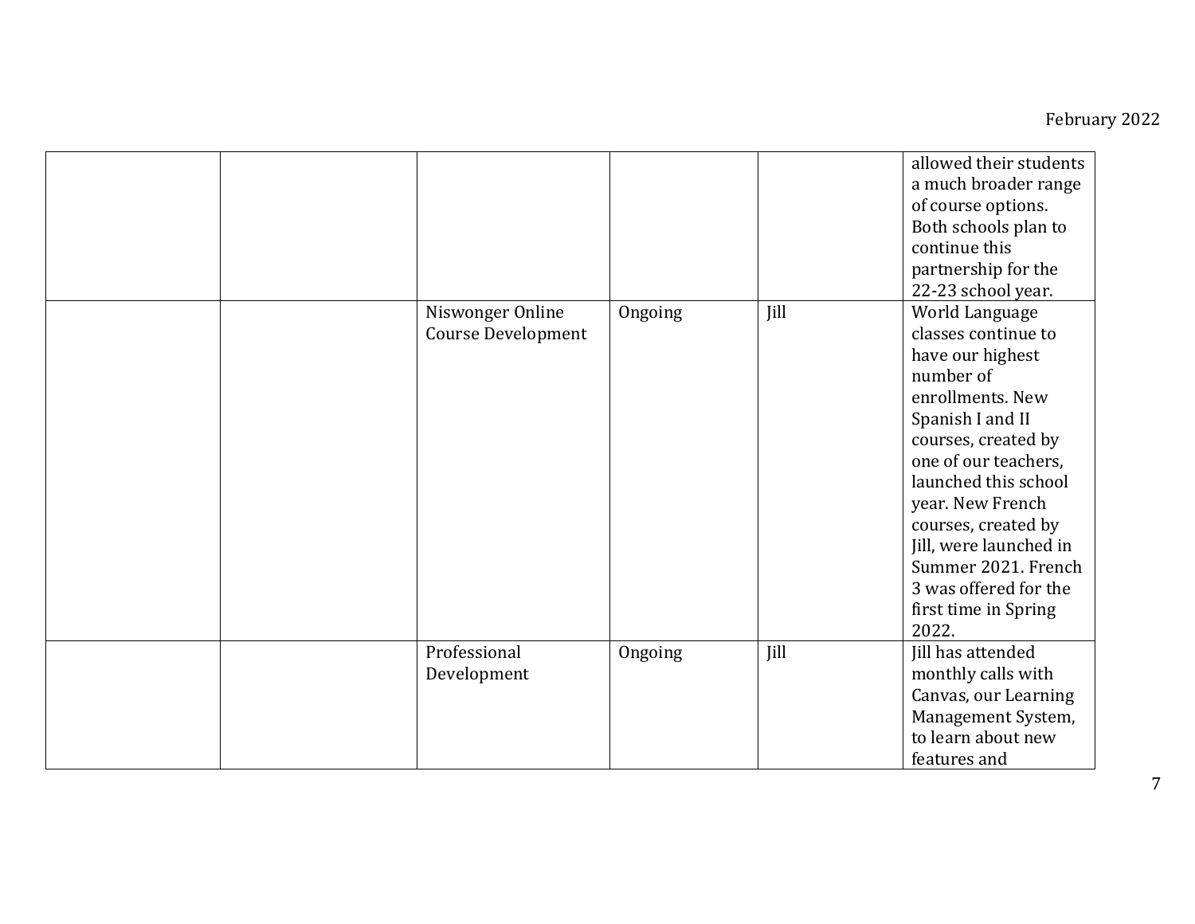|  |  |  |  |  |  |
|---|---|---|---|---|---|
|  |  |  |  |  | allowed their students a much broader range of course options. Both schools plan to continue this partnership for the 22-23 school year. |
|  |  | Niswonger Online Course Development | Ongoing | Jill | World Language classes continue to have our highest number of enrollments. New Spanish I and II courses, created by one of our teachers, launched this school year. New French courses, created by Jill, were launched in Summer 2021. French 3 was offered for the first time in Spring 2022. |
|  |  | Professional Development | Ongoing | Jill | Jill has attended monthly calls with Canvas, our Learning Management System, to learn about new features and |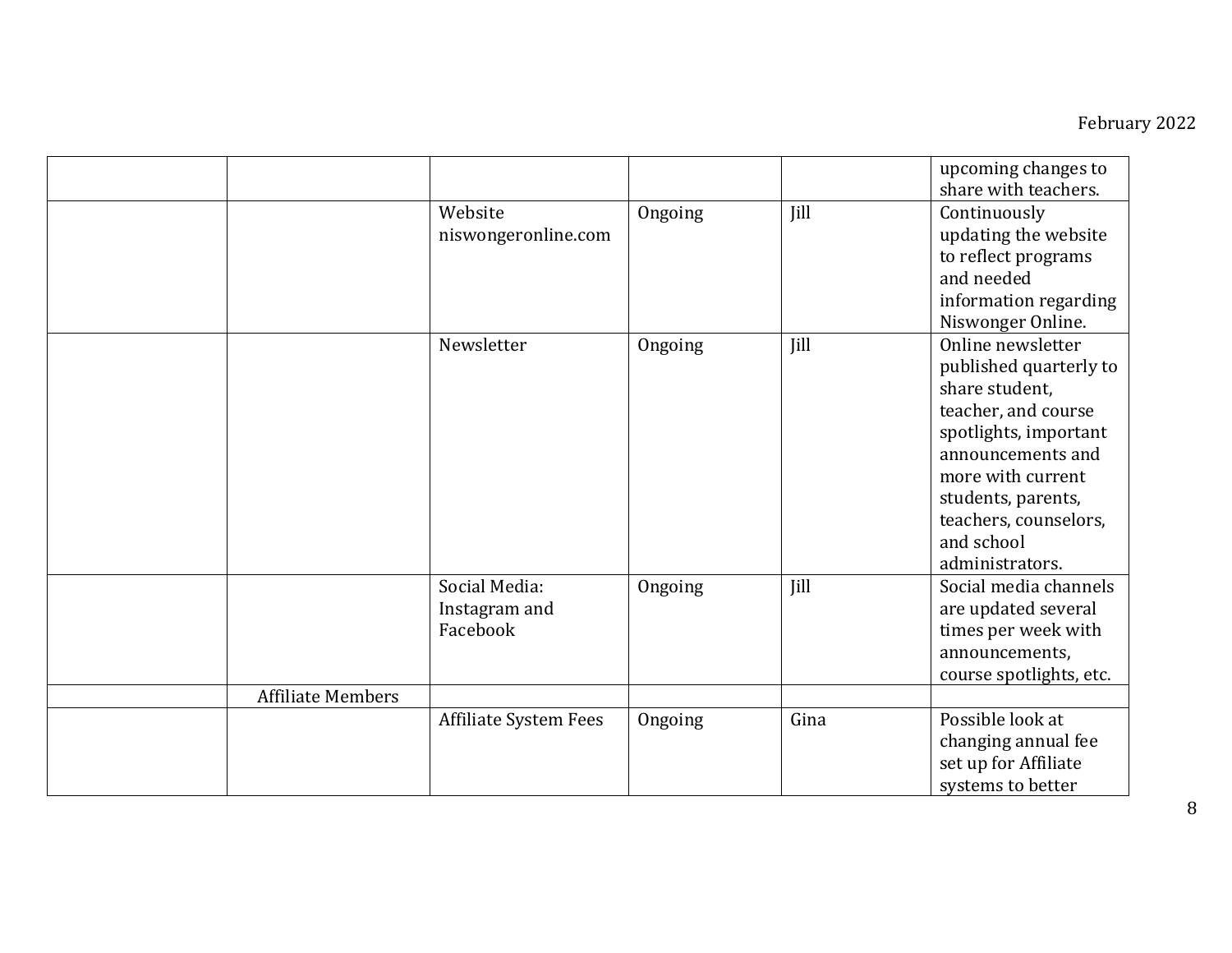| | | | | | |
|---|---|---|---|---|---|
| | | | | | upcoming changes to share with teachers. |
| | | Website niswongeronline.com | Ongoing | Jill | Continuously updating the website to reflect programs and needed information regarding Niswonger Online. |
| | | Newsletter | Ongoing | Jill | Online newsletter published quarterly to share student, teacher, and course spotlights, important announcements and more with current students, parents, teachers, counselors, and school administrators. |
| | | Social Media: Instagram and Facebook | Ongoing | Jill | Social media channels are updated several times per week with announcements, course spotlights, etc. |
| | Affiliate Members | | | | |
| | | Affiliate System Fees | Ongoing | Gina | Possible look at changing annual fee set up for Affiliate systems to better |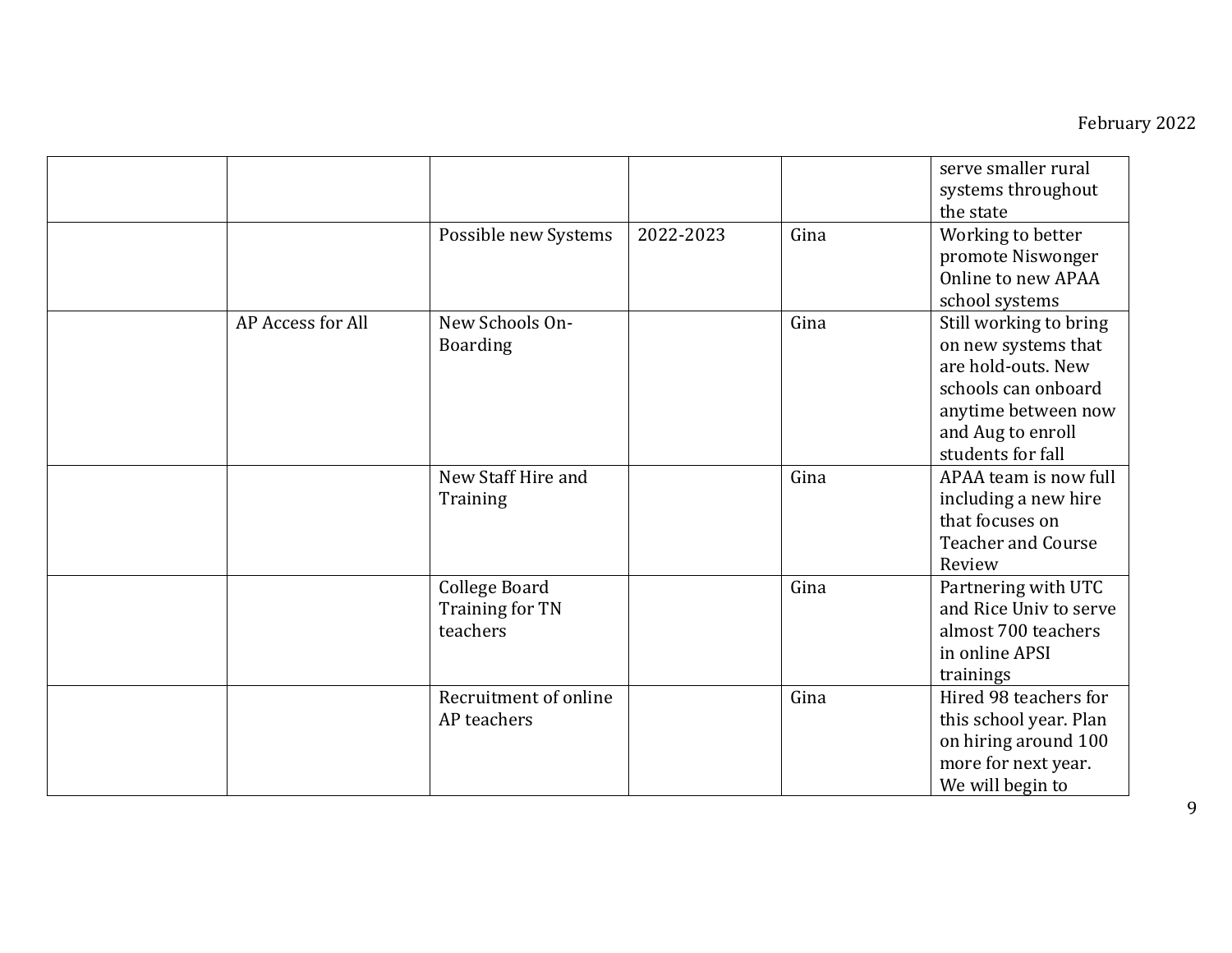| | | | | | |
|---|---|---|---|---|---|
| | | | | | serve smaller rural systems throughout the state |
| | | Possible new Systems | 2022-2023 | Gina | Working to better promote Niswonger Online to new APAA school systems |
| | AP Access for All | New Schools On-Boarding | | Gina | Still working to bring on new systems that are hold-outs. New schools can onboard anytime between now and Aug to enroll students for fall |
| | | New Staff Hire and Training | | Gina | APAA team is now full including a new hire that focuses on Teacher and Course Review |
| | | College Board Training for TN teachers | | Gina | Partnering with UTC and Rice Univ to serve almost 700 teachers in online APSI trainings |
| | | Recruitment of online AP teachers | | Gina | Hired 98 teachers for this school year. Plan on hiring around 100 more for next year. We will begin to |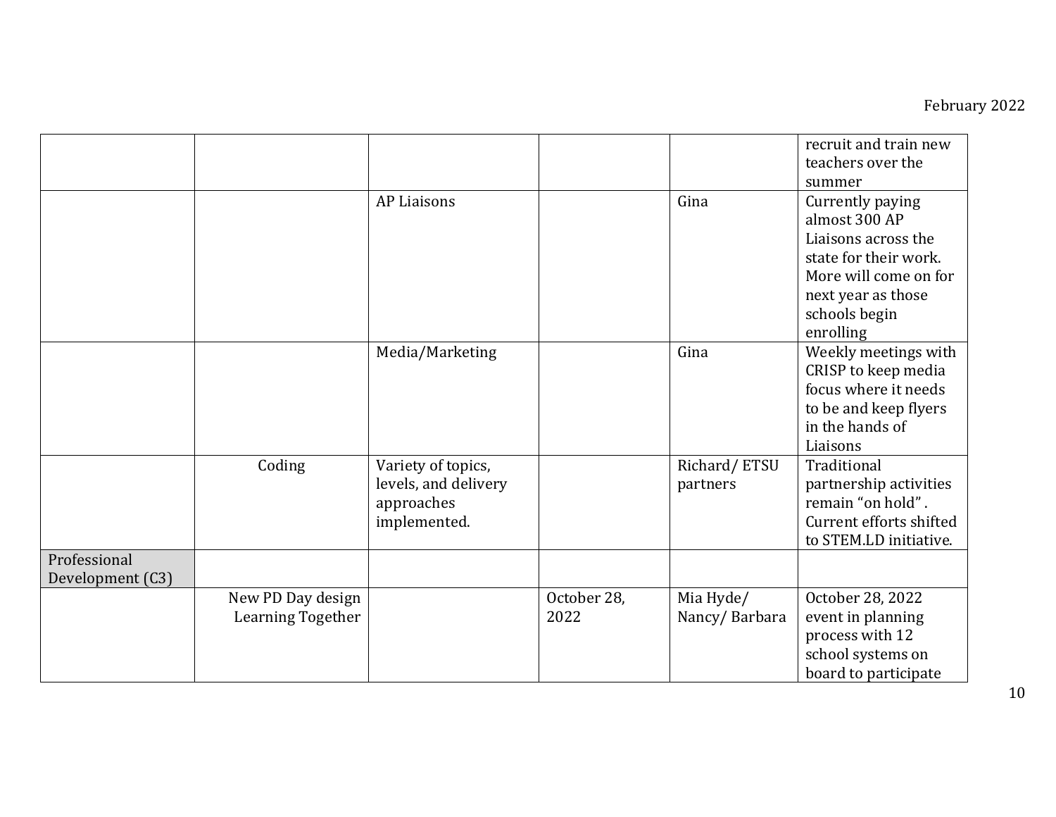| | | | | | |
|---|---|---|---|---|---|
| | | | | | recruit and train new teachers over the summer |
| | | AP Liaisons | | Gina | Currently paying almost 300 AP Liaisons across the state for their work. More will come on for next year as those schools begin enrolling |
| | | Media/Marketing | | Gina | Weekly meetings with CRISP to keep media focus where it needs to be and keep flyers in the hands of Liaisons |
| | Coding | Variety of topics, levels, and delivery approaches implemented. | | Richard/ ETSU partners | Traditional partnership activities remain "on hold" . Current efforts shifted to STEM.LD initiative. |
| Professional Development (C3) | | | | | |
| | New PD Day design Learning Together | | October 28, 2022 | Mia Hyde/ Nancy/ Barbara | October 28, 2022 event in planning process with 12 school systems on board to participate |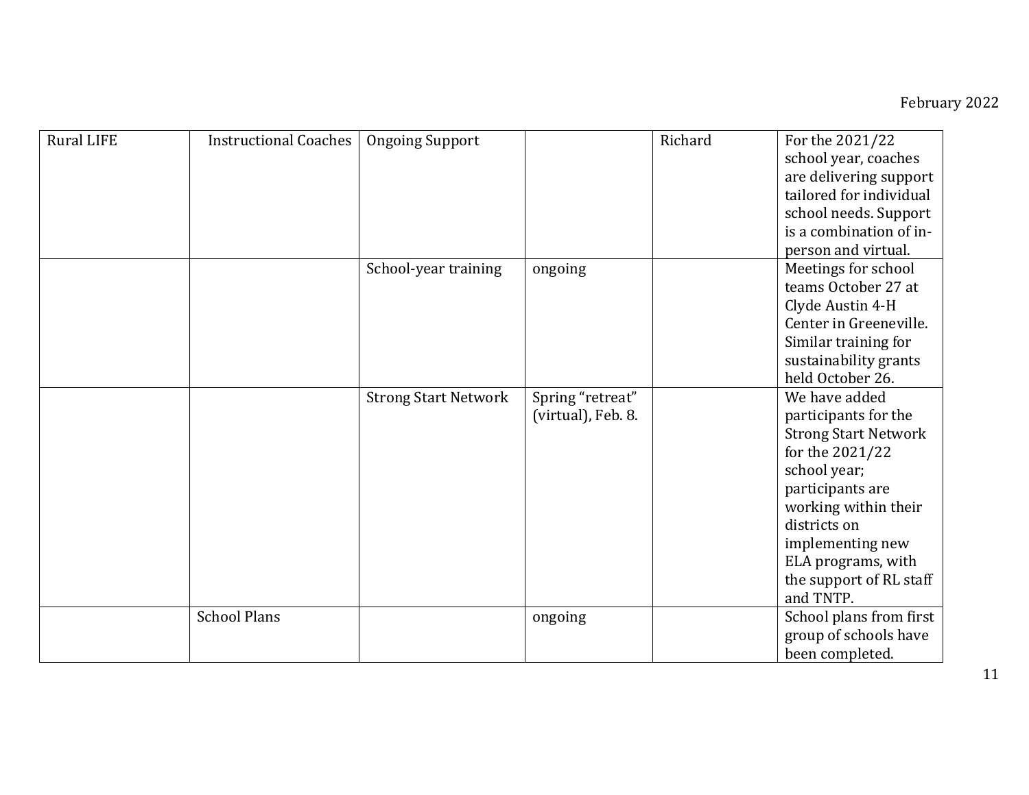| Rural LIFE | Instructional Coaches | Ongoing Support | | Richard | For the 2021/22 school year, coaches are delivering support tailored for individual school needs. Support is a combination of in-person and virtual. |
|---|---|---|---|---|---|
| | | School-year training | ongoing | | Meetings for school teams October 27 at Clyde Austin 4-H Center in Greeneville. Similar training for sustainability grants held October 26. |
| | | Strong Start Network | Spring “retreat” (virtual), Feb. 8. | | We have added participants for the Strong Start Network for the 2021/22 school year; participants are working within their districts on implementing new ELA programs, with the support of RL staff and TNTP. |
| | School Plans | | ongoing | | School plans from first group of schools have been completed. |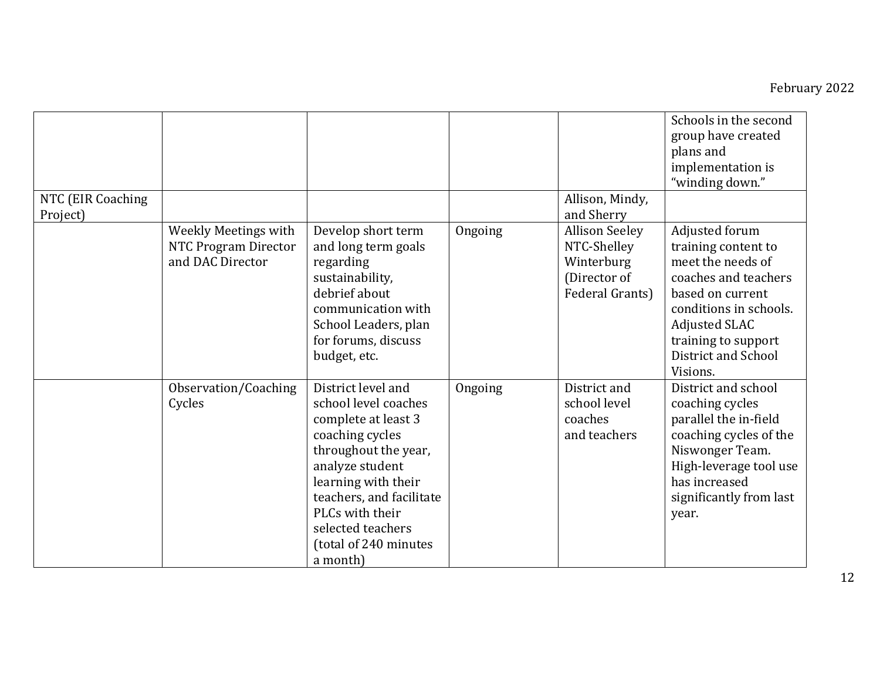February 2022

| | | | | | |
|---|---|---|---|---|---|
| | | | | | Schools in the second group have created plans and implementation is "winding down." |
| NTC (EIR Coaching Project) | | | | Allison, Mindy, and Sherry | |
| | Weekly Meetings with NTC Program Director and DAC Director | Develop short term and long term goals regarding sustainability, debrief about communication with School Leaders, plan for forums, discuss budget, etc. | Ongoing | Allison Seeley NTC-Shelley Winterburg (Director of Federal Grants) | Adjusted forum training content to meet the needs of coaches and teachers based on current conditions in schools. Adjusted SLAC training to support District and School Visions. |
| | Observation/Coaching Cycles | District level and school level coaches complete at least 3 coaching cycles throughout the year, analyze student learning with their teachers, and facilitate PLCs with their selected teachers (total of 240 minutes a month) | Ongoing | District and school level coaches and teachers | District and school coaching cycles parallel the in-field coaching cycles of the Niswonger Team. High-leverage tool use has increased significantly from last year. |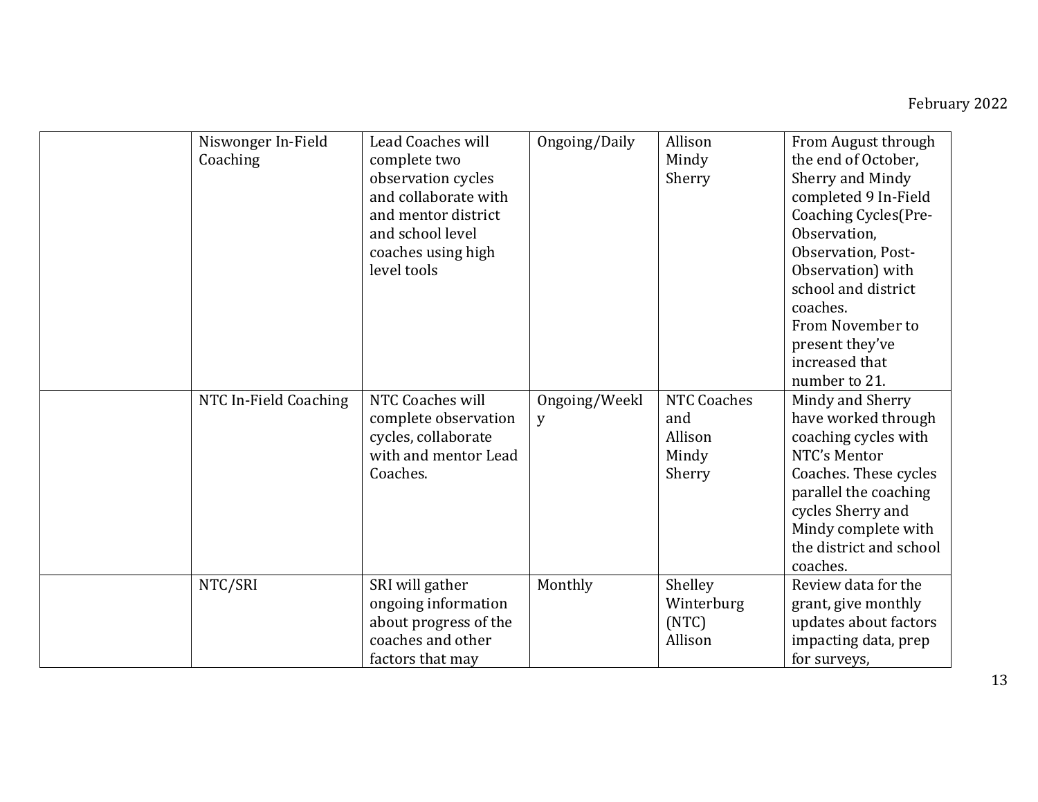| | | | | | |
|---|---|---|---|---|---|
| | Niswonger In-Field Coaching | Lead Coaches will complete two observation cycles and collaborate with and mentor district and school level coaches using high level tools | Ongoing/Daily | Allison<br>Mindy<br>Sherry | From August through the end of October, Sherry and Mindy completed 9 In-Field Coaching Cycles(Pre-Observation, Observation, Post-Observation) with school and district coaches.<br>From November to present they've increased that number to 21. |
| | NTC In-Field Coaching | NTC Coaches will complete observation cycles, collaborate with and mentor Lead Coaches. | Ongoing/Weekly | NTC Coaches and<br>Allison<br>Mindy<br>Sherry | Mindy and Sherry have worked through coaching cycles with NTC's Mentor Coaches. These cycles parallel the coaching cycles Sherry and Mindy complete with the district and school coaches. |
| | NTC/SRI | SRI will gather ongoing information about progress of the coaches and other factors that may | Monthly | Shelley Winterburg (NTC)<br>Allison | Review data for the grant, give monthly updates about factors impacting data, prep for surveys, |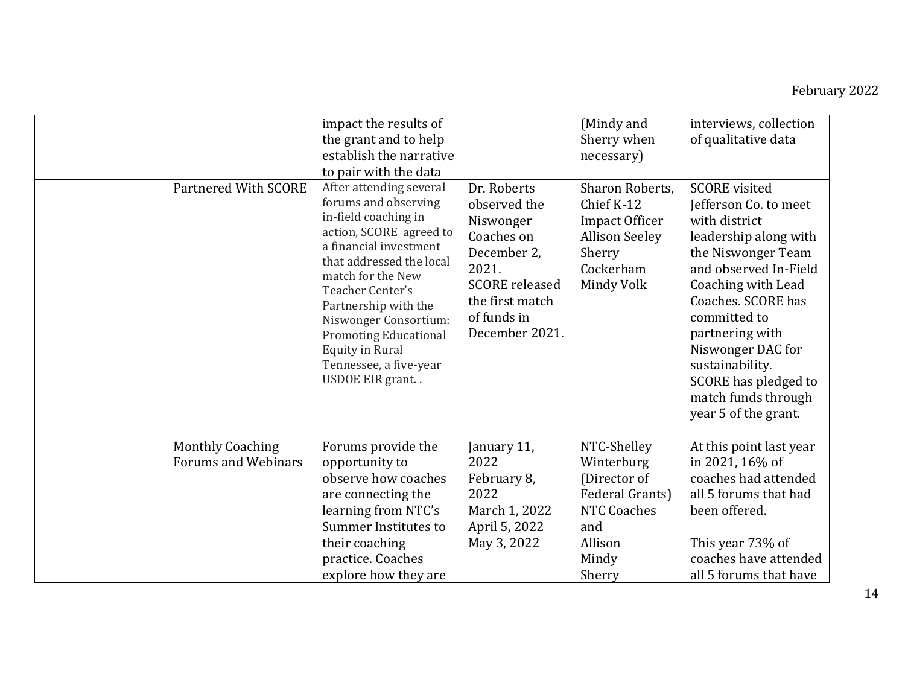| | | | | | |
|---|---|---|---|---|---|
| | | impact the results of the grant and to help establish the narrative to pair with the data | | (Mindy and Sherry when necessary) | interviews, collection of qualitative data |
| | Partnered With SCORE | After attending several forums and observing in-field coaching in action, SCORE agreed to a financial investment that addressed the local match for the New Teacher Center's Partnership with the Niswonger Consortium: Promoting Educational Equity in Rural Tennessee, a five-year USDOE EIR grant. . | Dr. Roberts observed the Niswonger Coaches on December 2, 2021. SCORE released the first match of funds in December 2021. | Sharon Roberts, Chief K-12 Impact Officer Allison Seeley Sherry Cockerham Mindy Volk | SCORE visited Jefferson Co. to meet with district leadership along with the Niswonger Team and observed In-Field Coaching with Lead Coaches. SCORE has committed to partnering with Niswonger DAC for sustainability. SCORE has pledged to match funds through year 5 of the grant. |
| | Monthly Coaching Forums and Webinars | Forums provide the opportunity to observe how coaches are connecting the learning from NTC's Summer Institutes to their coaching practice. Coaches explore how they are | January 11, 2022 February 8, 2022 March 1, 2022 April 5, 2022 May 3, 2022 | NTC-Shelley Winterburg (Director of Federal Grants) NTC Coaches and Allison Mindy Sherry | At this point last year in 2021, 16% of coaches had attended all 5 forums that had been offered. This year 73% of coaches have attended all 5 forums that have |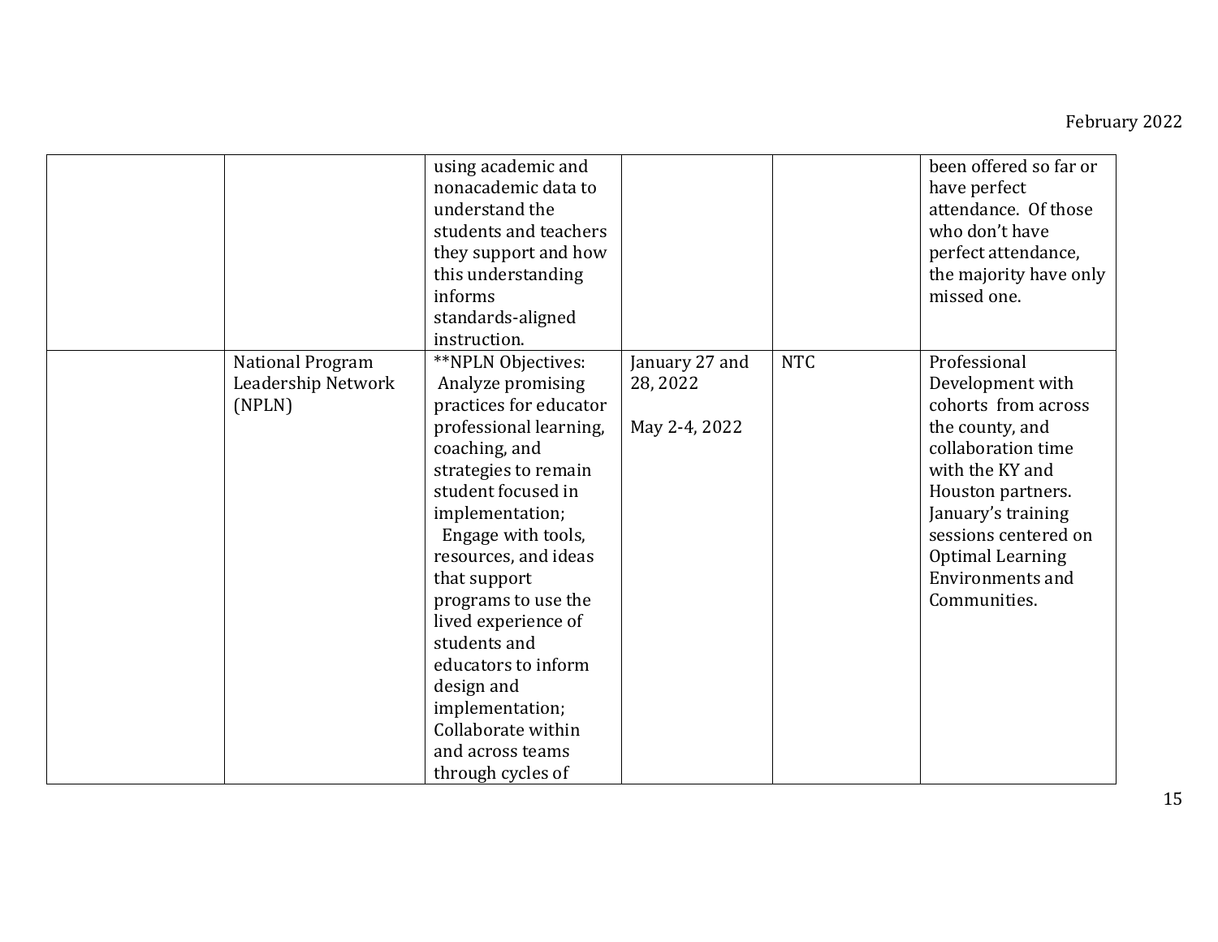| | | | | | |
|---|---|---|---|---|---|
| | | using academic and nonacademic data to understand the students and teachers they support and how this understanding informs standards-aligned instruction. | | | been offered so far or have perfect attendance. Of those who don't have perfect attendance, the majority have only missed one. |
| | National Program Leadership Network (NPLN) | **NPLN Objectives: Analyze promising practices for educator professional learning, coaching, and strategies to remain student focused in implementation; Engage with tools, resources, and ideas that support programs to use the lived experience of students and educators to inform design and implementation; Collaborate within and across teams through cycles of | January 27 and 28, 2022<br><br>May 2-4, 2022 | NTC | Professional Development with cohorts from across the county, and collaboration time with the KY and Houston partners. January's training sessions centered on Optimal Learning Environments and Communities. |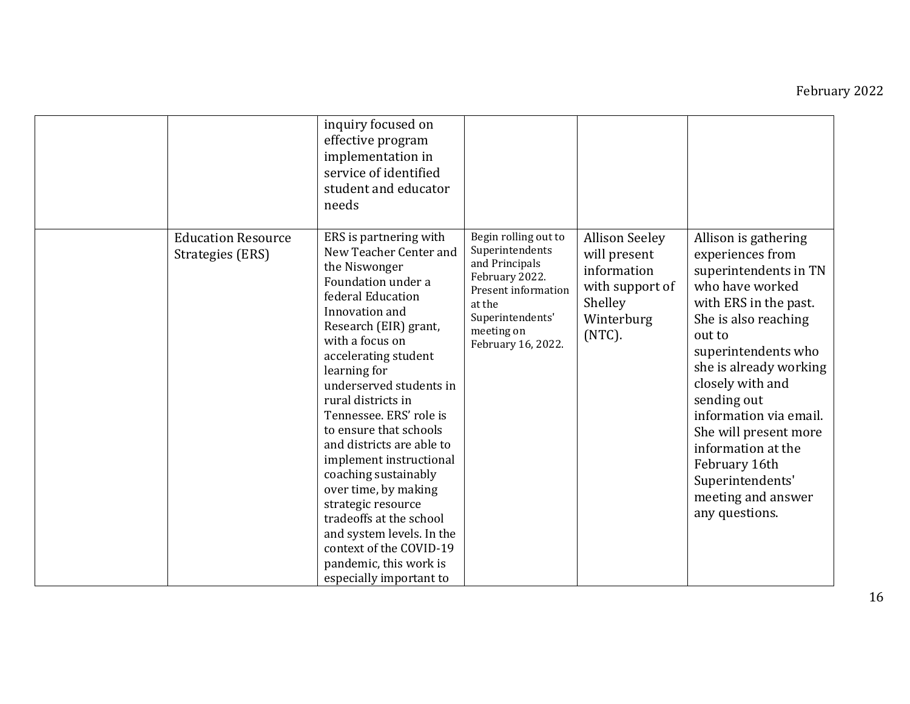| | | | | | |
|---|---|---|---|---|---|
| | | inquiry focused on effective program implementation in service of identified student and educator needs | | | |
| | Education Resource Strategies (ERS) | ERS is partnering with New Teacher Center and the Niswonger Foundation under a federal Education Innovation and Research (EIR) grant, with a focus on accelerating student learning for underserved students in rural districts in Tennessee. ERS' role is to ensure that schools and districts are able to implement instructional coaching sustainably over time, by making strategic resource tradeoffs at the school and system levels. In the context of the COVID-19 pandemic, this work is especially important to | Begin rolling out to Superintendents and Principals February 2022. Present information at the Superintendents' meeting on February 16, 2022. | Allison Seeley will present information with support of Shelley Winterburg (NTC). | Allison is gathering experiences from superintendents in TN who have worked with ERS in the past. She is also reaching out to superintendents who she is already working closely with and sending out information via email. She will present more information at the February 16th Superintendents' meeting and answer any questions. |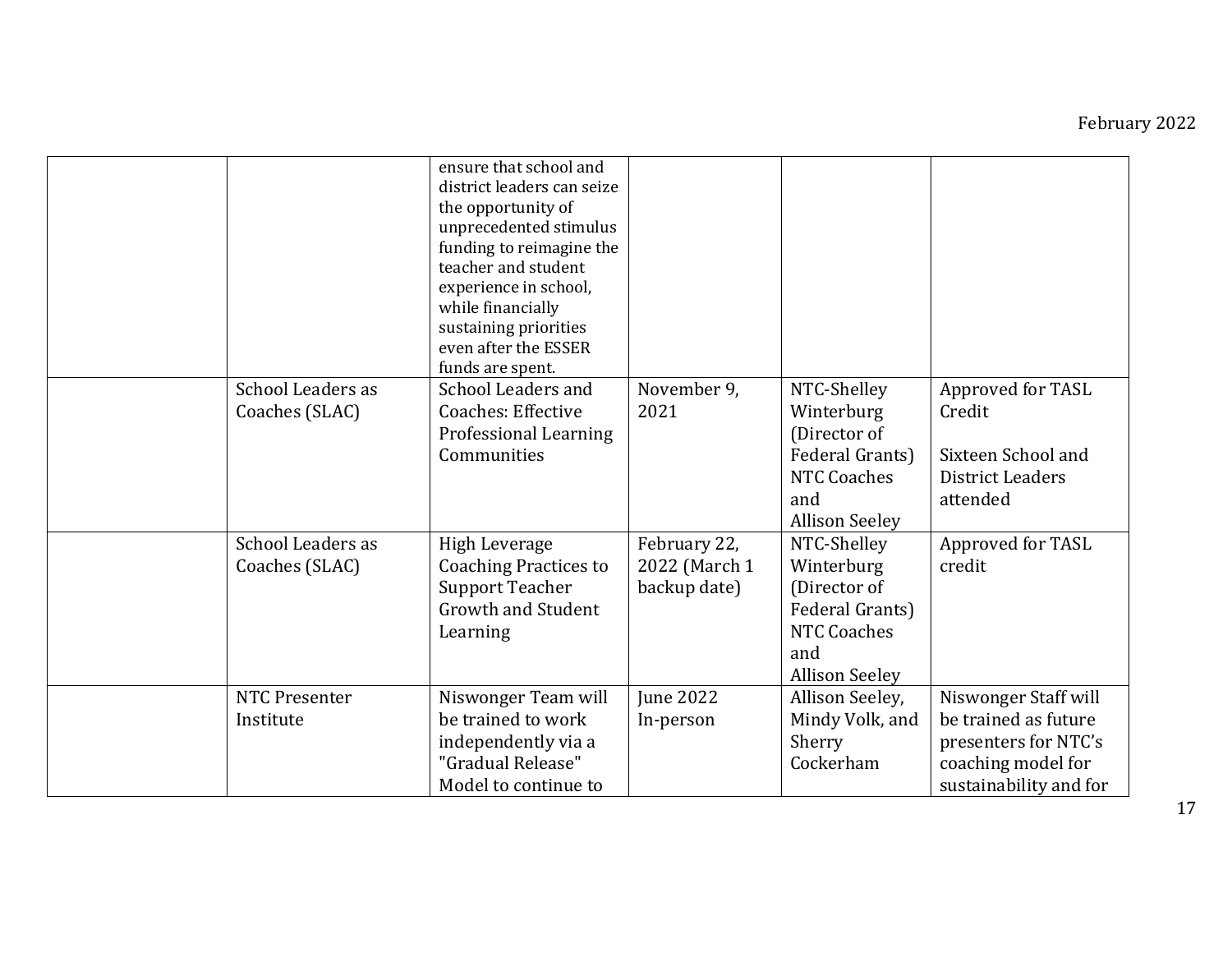| | | | | | |
|---|---|---|---|---|---|
| | | ensure that school and district leaders can seize the opportunity of unprecedented stimulus funding to reimagine the teacher and student experience in school, while financially sustaining priorities even after the ESSER funds are spent. | | | |
| | School Leaders as Coaches (SLAC) | School Leaders and Coaches: Effective Professional Learning Communities | November 9, 2021 | NTC-Shelley Winterburg (Director of Federal Grants) NTC Coaches and Allison Seeley | Approved for TASL Credit<br><br>Sixteen School and District Leaders attended |
| | School Leaders as Coaches (SLAC) | High Leverage Coaching Practices to Support Teacher Growth and Student Learning | February 22, 2022 (March 1 backup date) | NTC-Shelley Winterburg (Director of Federal Grants) NTC Coaches and Allison Seeley | Approved for TASL credit |
| | NTC Presenter Institute | Niswonger Team will be trained to work independently via a "Gradual Release" Model to continue to | June 2022 In-person | Allison Seeley, Mindy Volk, and Sherry Cockerham | Niswonger Staff will be trained as future presenters for NTC's coaching model for sustainability and for |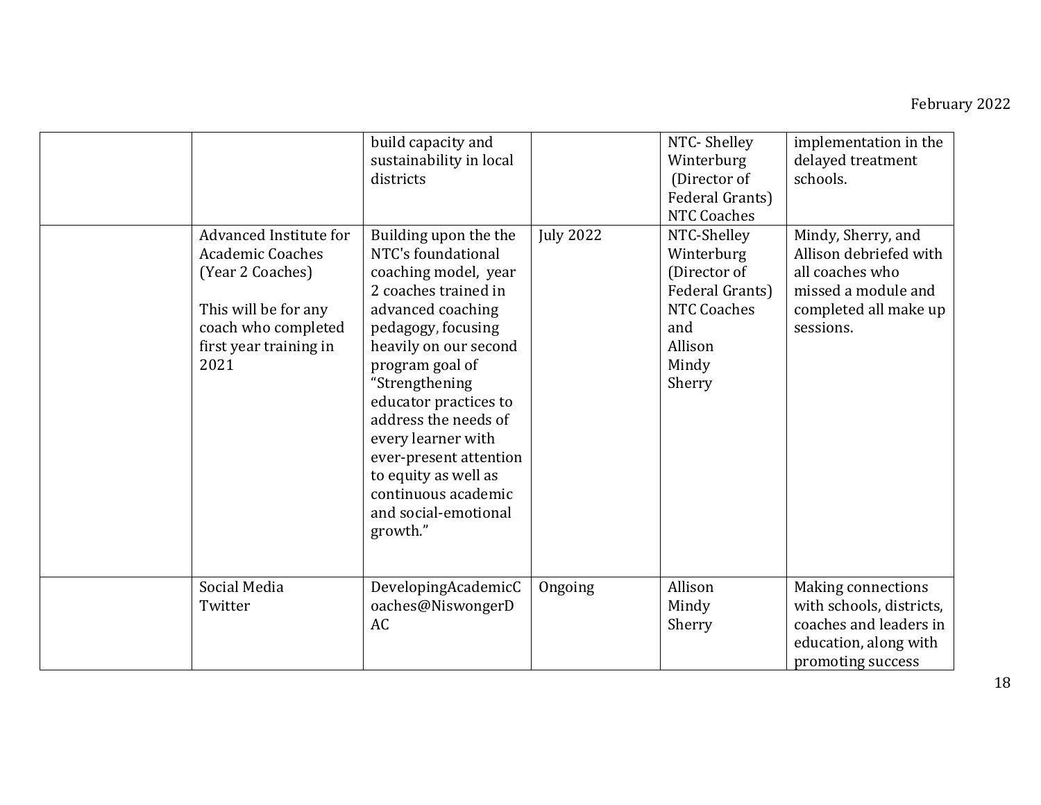| | | | | | |
|---|---|---|---|---|---|
| | | build capacity and sustainability in local districts | | NTC- Shelley Winterburg (Director of Federal Grants) NTC Coaches | implementation in the delayed treatment schools. |
| | Advanced Institute for Academic Coaches (Year 2 Coaches)<br><br>This will be for any coach who completed first year training in 2021 | Building upon the the NTC's foundational coaching model, year 2 coaches trained in advanced coaching pedagogy, focusing heavily on our second program goal of "Strengthening educator practices to address the needs of every learner with ever-present attention to equity as well as continuous academic and social-emotional growth." | July 2022 | NTC-Shelley Winterburg (Director of Federal Grants) NTC Coaches and Allison Mindy Sherry | Mindy, Sherry, and Allison debriefed with all coaches who missed a module and completed all make up sessions. |
| | Social Media Twitter | DevelopingAcademicCoaches@NiswongerDAC | Ongoing | Allison Mindy Sherry | Making connections with schools, districts, coaches and leaders in education, along with promoting success |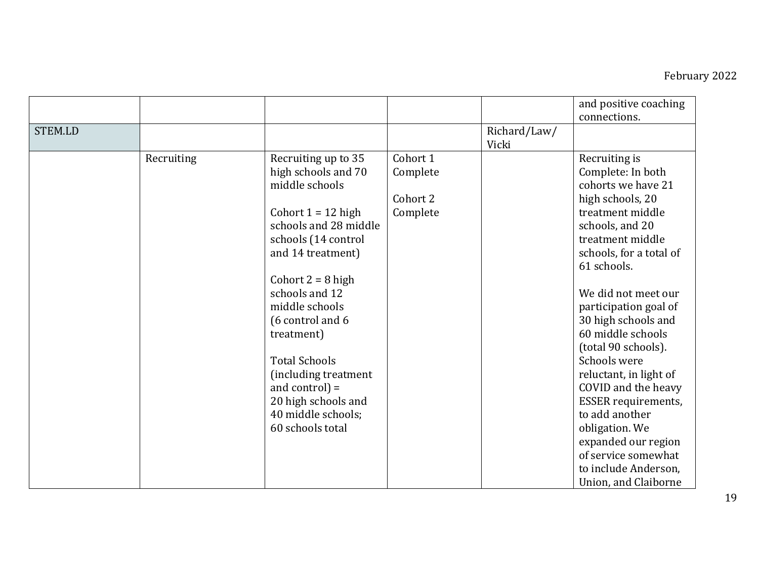|  |  |  |  |  | and positive coaching connections. |
|---|---|---|---|---|---|
| STEM.LD |  |  |  | Richard/Law/ Vicki |  |
|  | Recruiting | Recruiting up to 35 high schools and 70 middle schools<br><br>Cohort 1 = 12 high schools and 28 middle schools (14 control and 14 treatment)<br><br>Cohort 2 = 8 high schools and 12 middle schools (6 control and 6 treatment)<br><br>Total Schools (including treatment and control) = 20 high schools and 40 middle schools; 60 schools total | Cohort 1 Complete<br><br>Cohort 2 Complete |  | Recruiting is Complete: In both cohorts we have 21 high schools, 20 treatment middle schools, and 20 treatment middle schools, for a total of 61 schools.<br><br>We did not meet our participation goal of 30 high schools and 60 middle schools (total 90 schools). Schools were reluctant, in light of COVID and the heavy ESSER requirements, to add another obligation. We expanded our region of service somewhat to include Anderson, Union, and Claiborne |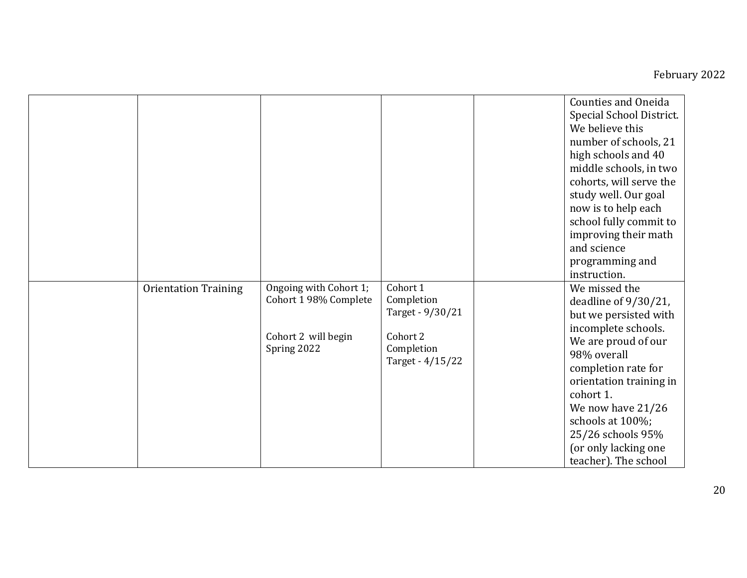| | | | | | |
|---|---|---|---|---|---|
| | | | | | Counties and Oneida Special School District. We believe this number of schools, 21 high schools and 40 middle schools, in two cohorts, will serve the study well. Our goal now is to help each school fully commit to improving their math and science programming and instruction. |
| | Orientation Training | Ongoing with Cohort 1; Cohort 1 98% Complete<br><br>Cohort 2 will begin Spring 2022 | Cohort 1 Completion Target - 9/30/21<br><br>Cohort 2 Completion Target - 4/15/22 | | We missed the deadline of 9/30/21, but we persisted with incomplete schools. We are proud of our 98% overall completion rate for orientation training in cohort 1.<br>We now have 21/26 schools at 100%; 25/26 schools 95% (or only lacking one teacher). The school |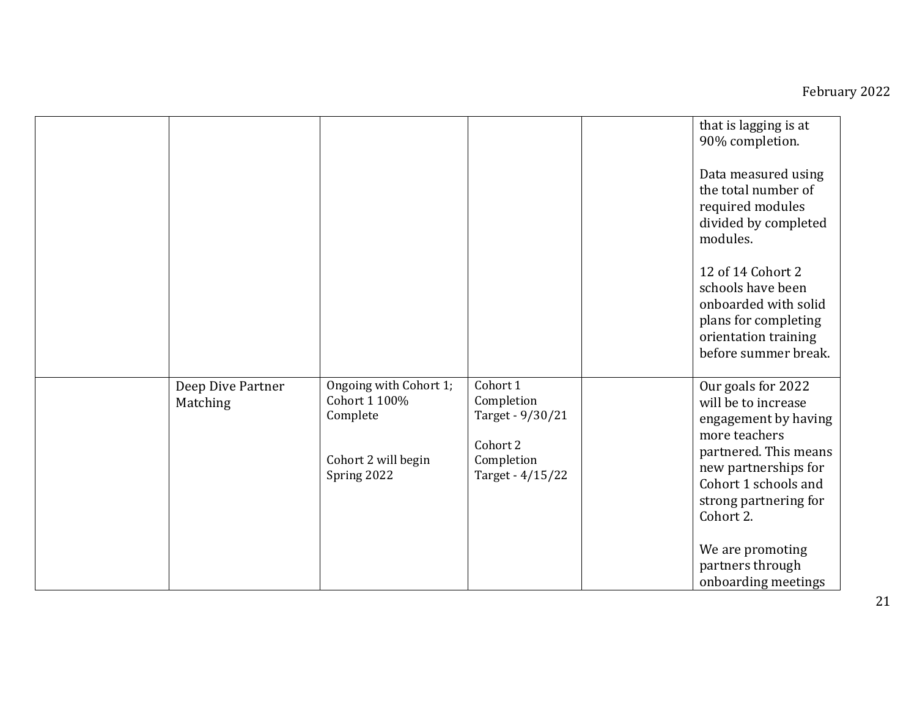|  |  |  |  |  |  |
|---|---|---|---|---|---|
|  |  |  |  |  | that is lagging is at 90% completion.<br><br>Data measured using the total number of required modules divided by completed modules.<br><br>12 of 14 Cohort 2 schools have been onboarded with solid plans for completing orientation training before summer break. |
|  | Deep Dive Partner Matching | Ongoing with Cohort 1; Cohort 1 100% Complete<br><br>Cohort 2 will begin Spring 2022 | Cohort 1 Completion Target - 9/30/21<br><br>Cohort 2 Completion Target - 4/15/22 |  | Our goals for 2022 will be to increase engagement by having more teachers partnered. This means new partnerships for Cohort 1 schools and strong partnering for Cohort 2.<br><br>We are promoting partners through onboarding meetings |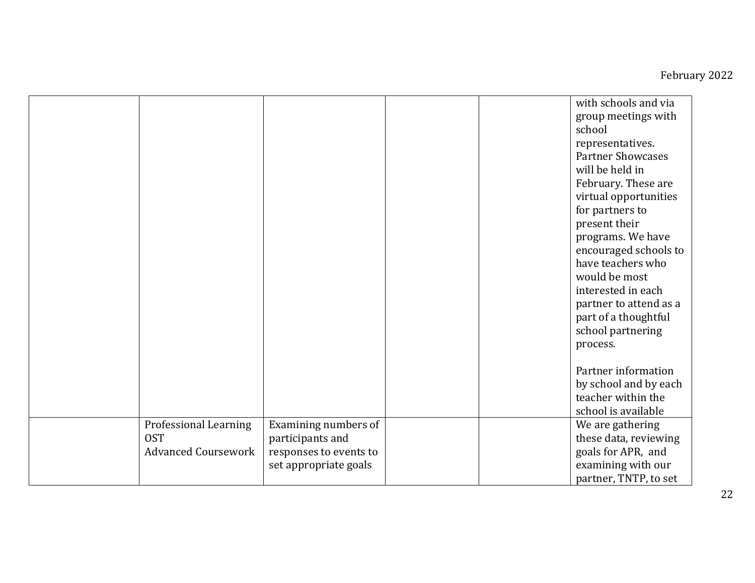| | | | | | |
|---|---|---|---|---|---|
| | | | | | with schools and via group meetings with school representatives. Partner Showcases will be held in February. These are virtual opportunities for partners to present their programs. We have encouraged schools to have teachers who would be most interested in each partner to attend as a part of a thoughtful school partnering process.<br><br>Partner information by school and by each teacher within the school is available |
| | Professional Learning<br>OST<br>Advanced Coursework | Examining numbers of participants and responses to events to set appropriate goals | | | We are gathering these data, reviewing goals for APR, and examining with our partner, TNTP, to set |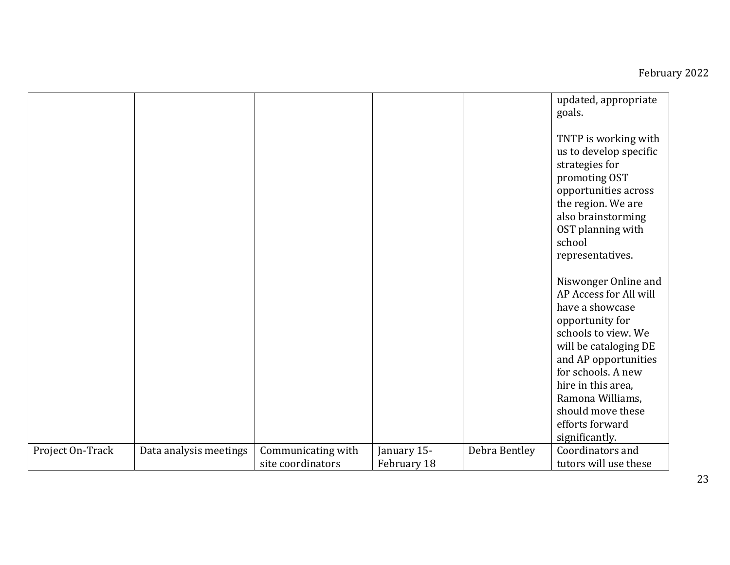| | | | | | |
|---|---|---|---|---|---|
| | | | | | updated, appropriate goals.<br><br>TNTP is working with us to develop specific strategies for promoting OST opportunities across the region. We are also brainstorming OST planning with school representatives.<br><br>Niswonger Online and AP Access for All will have a showcase opportunity for schools to view. We will be cataloging DE and AP opportunities for schools. A new hire in this area, Ramona Williams, should move these efforts forward significantly. |
| Project On-Track | Data analysis meetings | Communicating with site coordinators | January 15-February 18 | Debra Bentley | Coordinators and tutors will use these |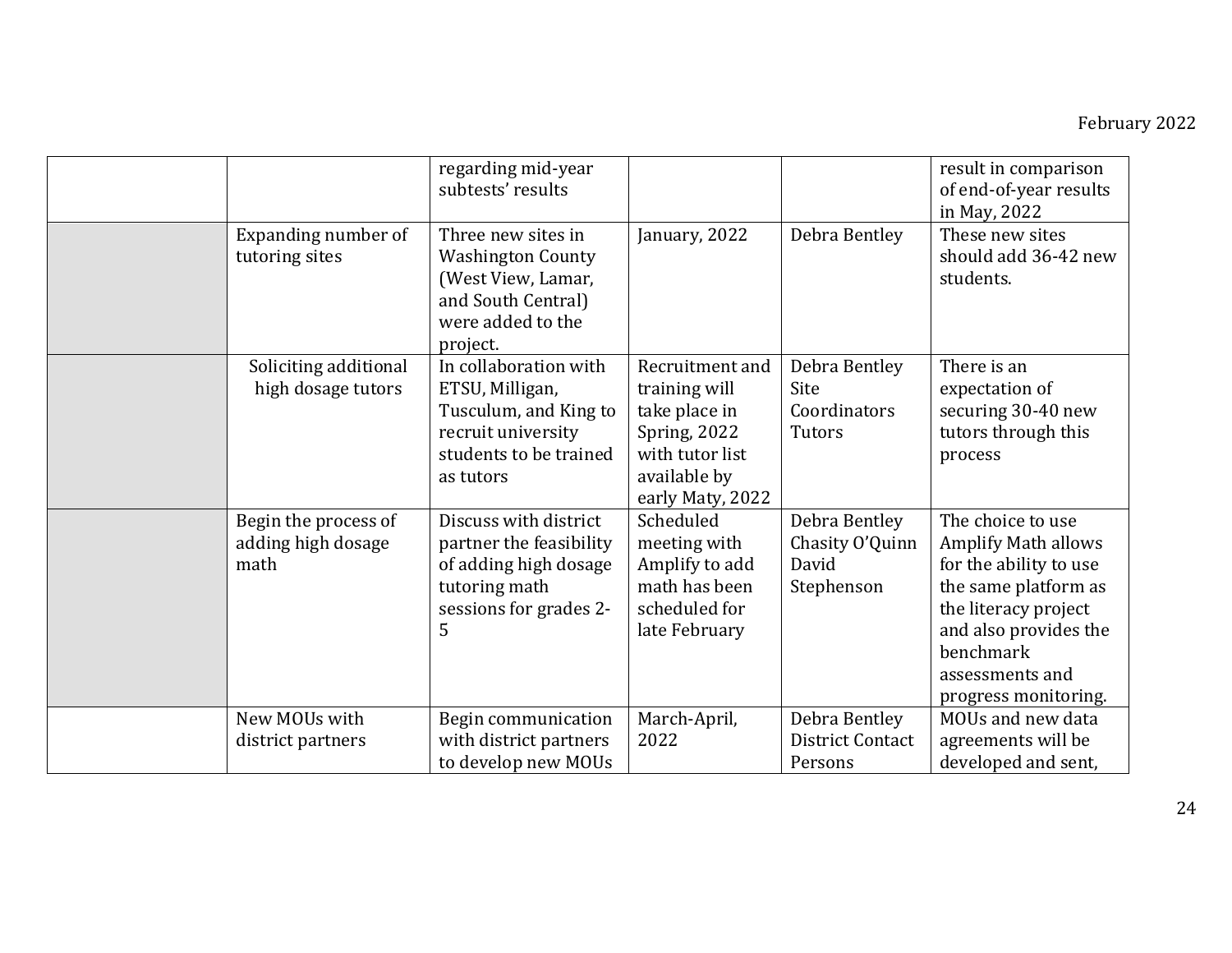| | | | | | |
|---|---|---|---|---|---|
| | | regarding mid-year subtests' results | | | result in comparison of end-of-year results in May, 2022 |
| | Expanding number of tutoring sites | Three new sites in Washington County (West View, Lamar, and South Central) were added to the project. | January, 2022 | Debra Bentley | These new sites should add 36-42 new students. |
| | Soliciting additional high dosage tutors | In collaboration with ETSU, Milligan, Tusculum, and King to recruit university students to be trained as tutors | Recruitment and training will take place in Spring, 2022 with tutor list available by early Maty, 2022 | Debra Bentley<br>Site Coordinators<br>Tutors | There is an expectation of securing 30-40 new tutors through this process |
| | Begin the process of adding high dosage math | Discuss with district partner the feasibility of adding high dosage tutoring math sessions for grades 2-5 | Scheduled meeting with Amplify to add math has been scheduled for late February | Debra Bentley<br>Chasity O'Quinn<br>David Stephenson | The choice to use Amplify Math allows for the ability to use the same platform as the literacy project and also provides the benchmark assessments and progress monitoring. |
| | New MOUs with district partners | Begin communication with district partners to develop new MOUs | March-April, 2022 | Debra Bentley<br>District Contact Persons | MOUs and new data agreements will be developed and sent, |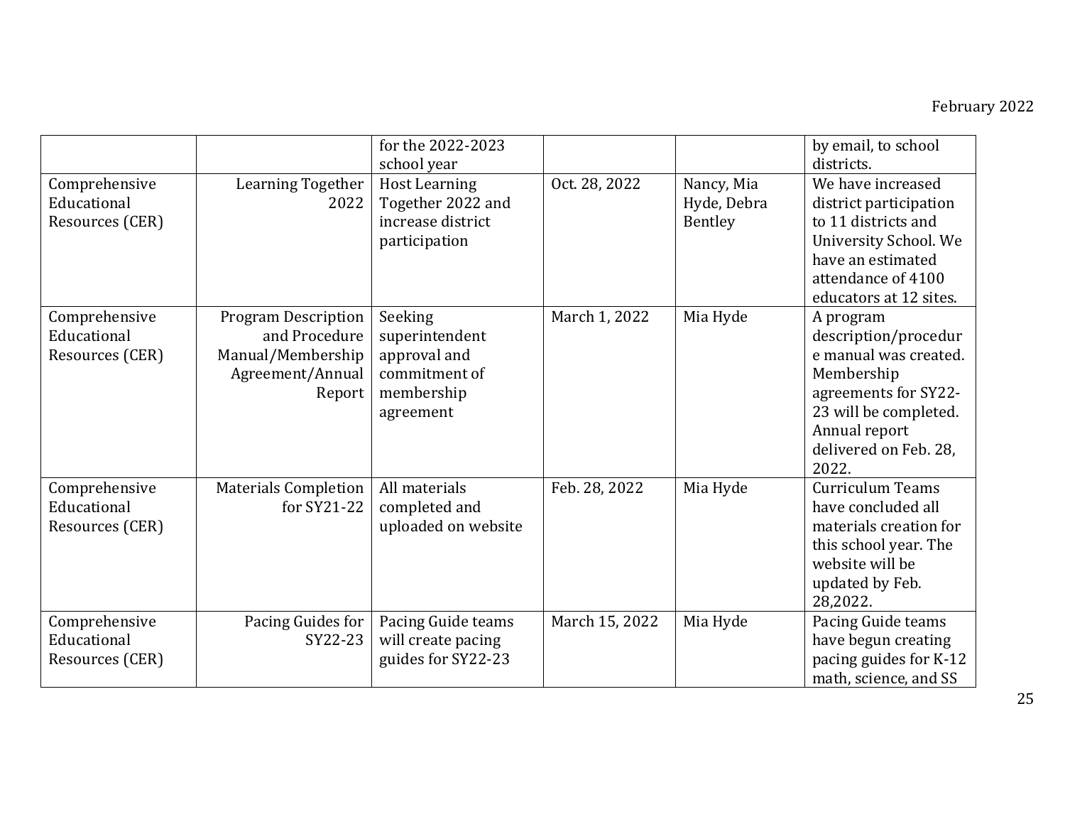| | | for the 2022-2023 school year | | | by email, to school districts. |
|---|---|---|---|---|---|
| Comprehensive Educational Resources (CER) | Learning Together 2022 | Host Learning Together 2022 and increase district participation | Oct. 28, 2022 | Nancy, Mia Hyde, Debra Bentley | We have increased district participation to 11 districts and University School. We have an estimated attendance of 4100 educators at 12 sites. |
| Comprehensive Educational Resources (CER) | Program Description and Procedure Manual/Membership Agreement/Annual Report | Seeking superintendent approval and commitment of membership agreement | March 1, 2022 | Mia Hyde | A program description/procedure manual was created. Membership agreements for SY22-23 will be completed. Annual report delivered on Feb. 28, 2022. |
| Comprehensive Educational Resources (CER) | Materials Completion for SY21-22 | All materials completed and uploaded on website | Feb. 28, 2022 | Mia Hyde | Curriculum Teams have concluded all materials creation for this school year. The website will be updated by Feb. 28,2022. |
| Comprehensive Educational Resources (CER) | Pacing Guides for SY22-23 | Pacing Guide teams will create pacing guides for SY22-23 | March 15, 2022 | Mia Hyde | Pacing Guide teams have begun creating pacing guides for K-12 math, science, and SS |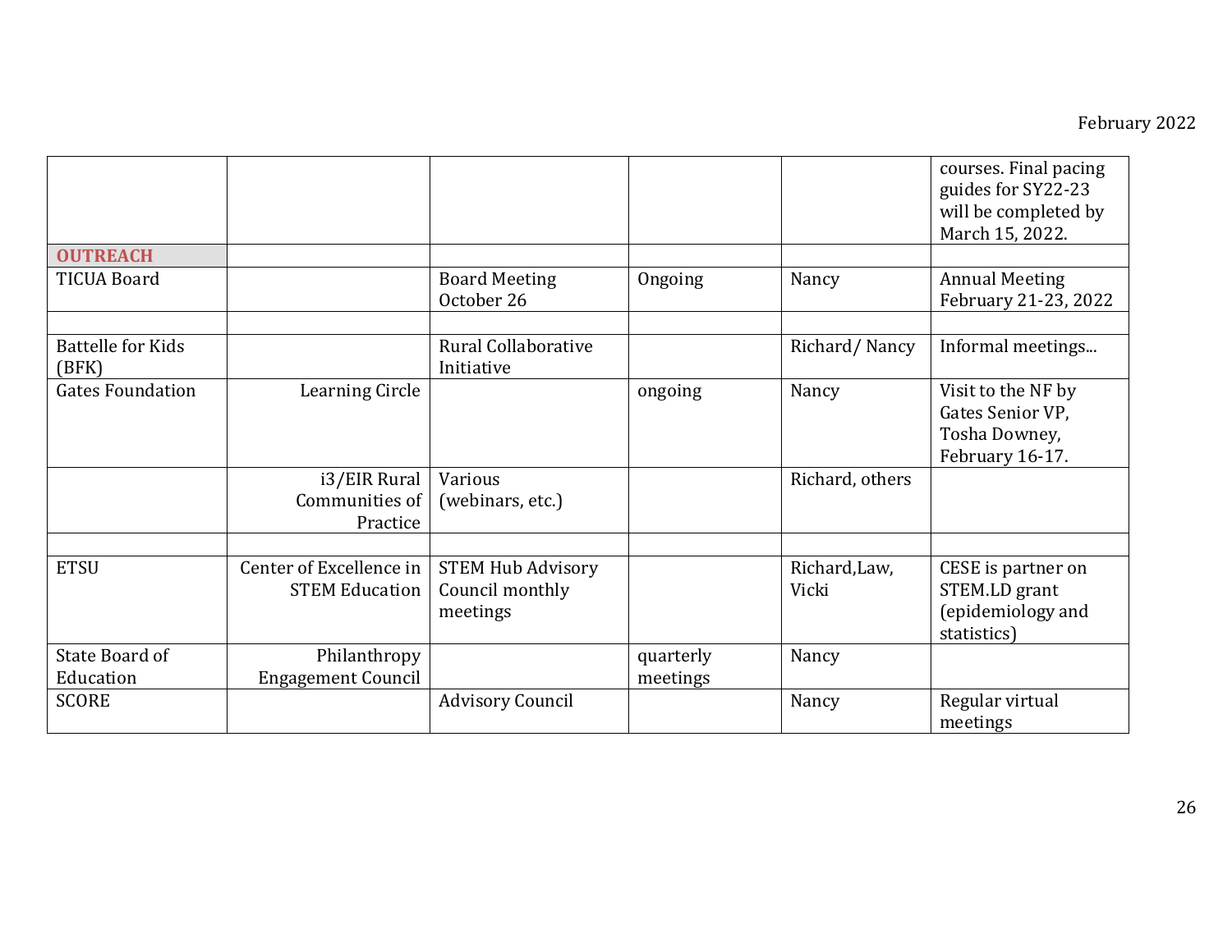| | | | | | |
|---|---|---|---|---|---|
| | | | | | courses. Final pacing guides for SY22-23 will be completed by March 15, 2022. |
| **OUTREACH** | | | | | |
| TICUA Board | | Board Meeting October 26 | Ongoing | Nancy | Annual Meeting February 21-23, 2022 |
| | | | | | |
| Battelle for Kids (BFK) | | Rural Collaborative Initiative | | Richard/ Nancy | Informal meetings... |
| Gates Foundation | Learning Circle | | ongoing | Nancy | Visit to the NF by Gates Senior VP, Tosha Downey, February 16-17. |
| | i3/EIR Rural Communities of Practice | Various (webinars, etc.) | | Richard, others | |
| | | | | | |
| ETSU | Center of Excellence in STEM Education | STEM Hub Advisory Council monthly meetings | | Richard,Law, Vicki | CESE is partner on STEM.LD grant (epidemiology and statistics) |
| State Board of Education | Philanthropy Engagement Council | | quarterly meetings | Nancy | |
| SCORE | | Advisory Council | | Nancy | Regular virtual meetings |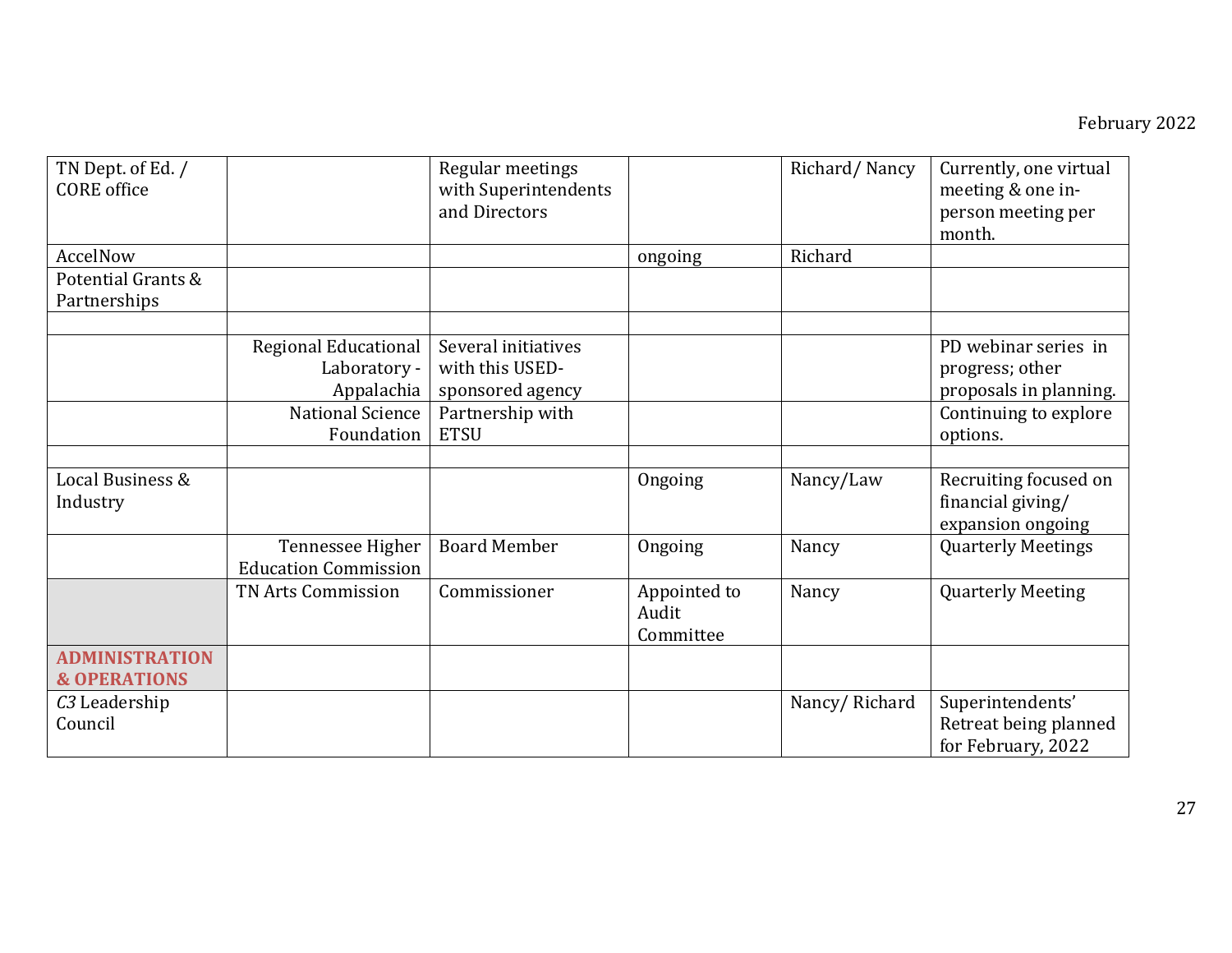February 2022

| | | | | | |
|---|---|---|---|---|---|
| TN Dept. of Ed. / CORE office | | Regular meetings with Superintendents and Directors | | Richard/ Nancy | Currently, one virtual meeting & one in-person meeting per month. |
| AccelNow | | | ongoing | Richard | |
| Potential Grants & Partnerships | | | | | |
| | | | | | |
| | Regional Educational Laboratory - Appalachia | Several initiatives with this USED-sponsored agency | | | PD webinar series in progress; other proposals in planning. |
| | National Science Foundation | Partnership with ETSU | | | Continuing to explore options. |
| | | | | | |
| Local Business & Industry | | | Ongoing | Nancy/Law | Recruiting focused on financial giving/ expansion ongoing |
| | Tennessee Higher Education Commission | Board Member | Ongoing | Nancy | Quarterly Meetings |
| | TN Arts Commission | Commissioner | Appointed to Audit Committee | Nancy | Quarterly Meeting |
| **ADMINISTRATION & OPERATIONS** | | | | | |
| *C3* Leadership Council | | | | Nancy/ Richard | Superintendents' Retreat being planned for February, 2022 |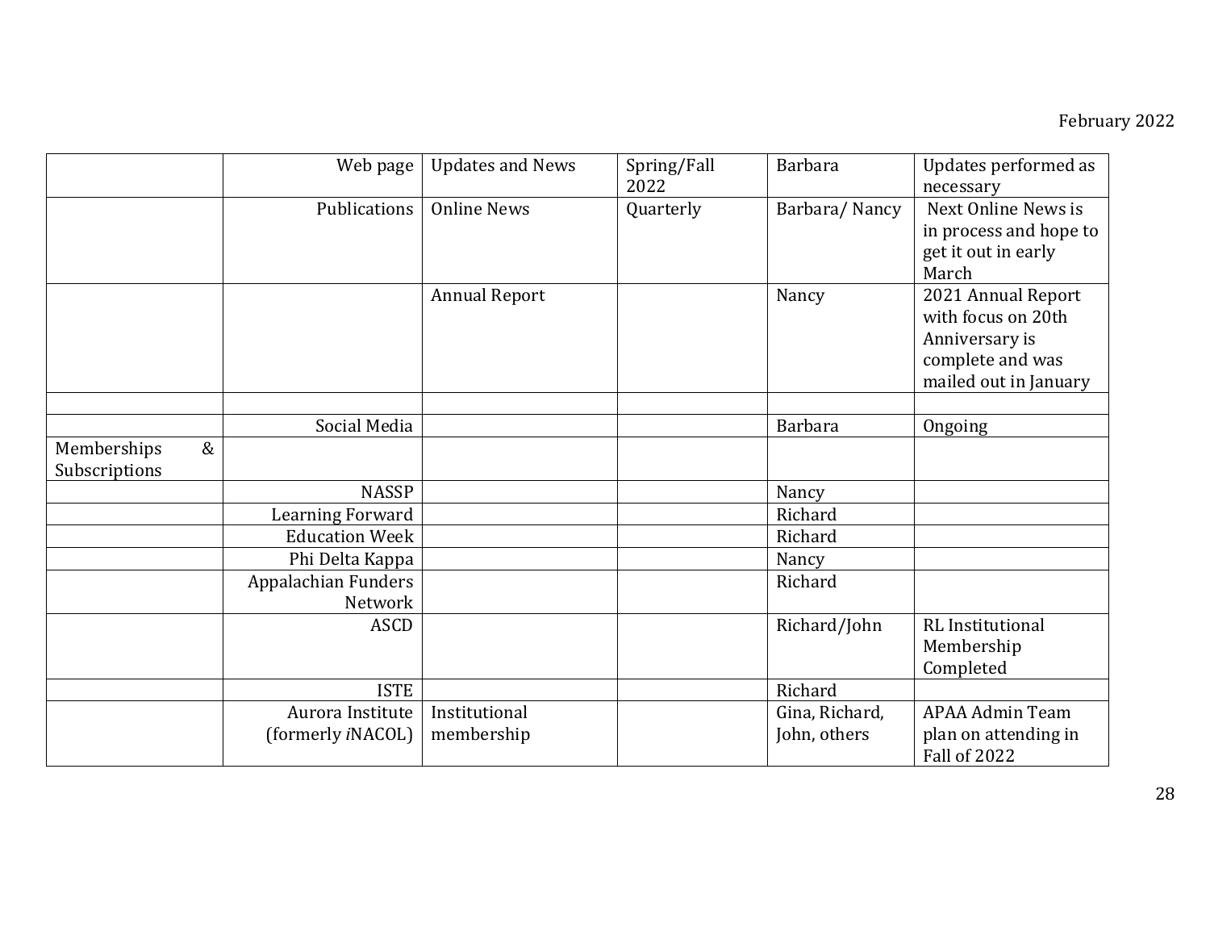| | | | | | |
|---|---|---|---|---|---|
| | Web page | Updates and News | Spring/Fall 2022 | Barbara | Updates performed as necessary |
| | Publications | Online News | Quarterly | Barbara/ Nancy | Next Online News is in process and hope to get it out in early March |
| | | Annual Report | | Nancy | 2021 Annual Report with focus on 20th Anniversary is complete and was mailed out in January |
| | | | | | |
| | Social Media | | | Barbara | Ongoing |
| Memberships & Subscriptions | | | | | |
| | NASSP | | | Nancy | |
| | Learning Forward | | | Richard | |
| | Education Week | | | Richard | |
| | Phi Delta Kappa | | | Nancy | |
| | Appalachian Funders Network | | | Richard | |
| | ASCD | | | Richard/John | RL Institutional Membership Completed |
| | ISTE | | | Richard | |
| | Aurora Institute (formerly *i*NACOL) | Institutional membership | | Gina, Richard, John, others | APAA Admin Team plan on attending in Fall of 2022 |